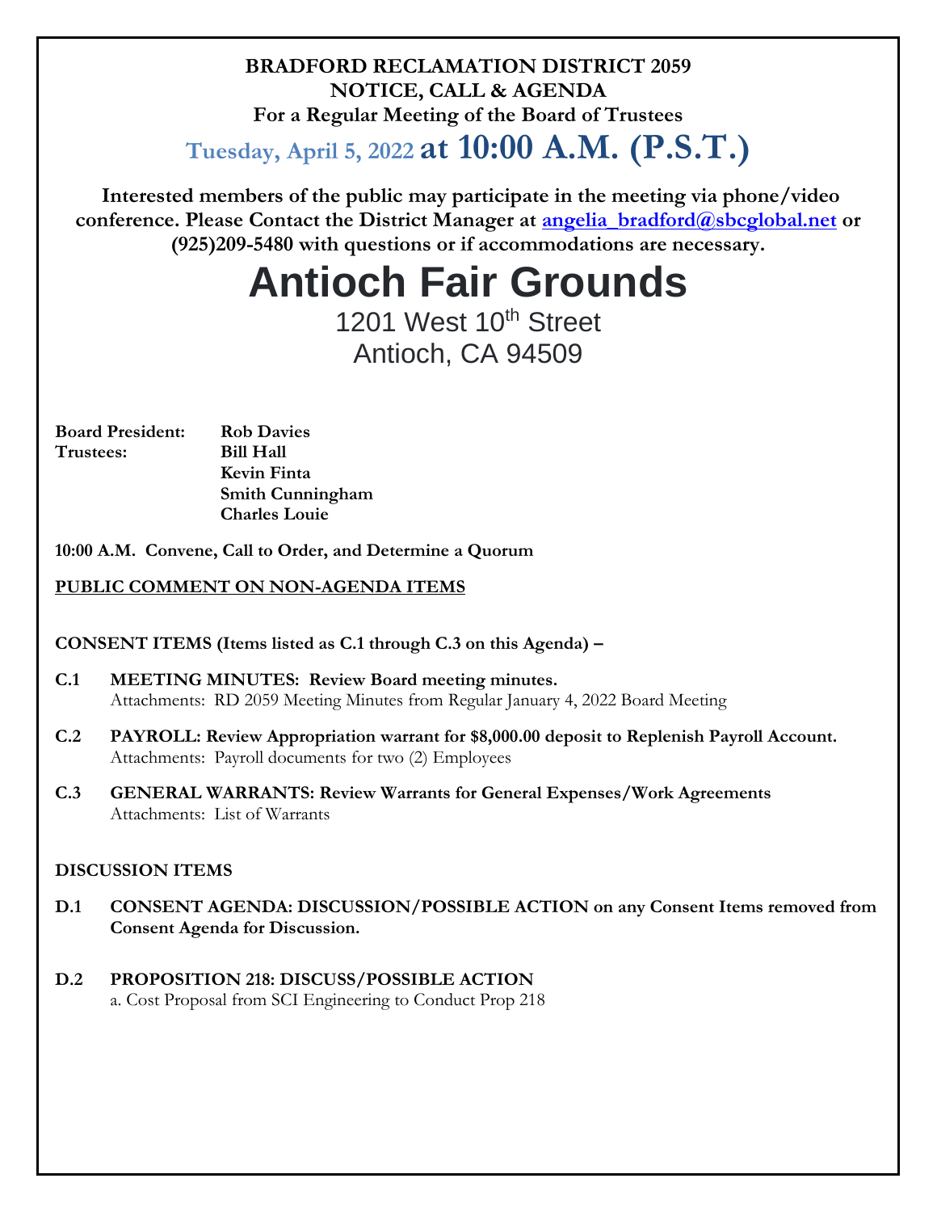**BRADFORD RECLAMATION DISTRICT 2059**
**NOTICE, CALL & AGENDA**
**For a Regular Meeting of the Board of Trustees**

**Tuesday, April 5, 2022 at 10:00 A.M. (P.S.T.)**

**Interested members of the public may participate in the meeting via phone/video conference. Please Contact the District Manager at angelia_bradford@sbcglobal.net or (925)209-5480 with questions or if accommodations are necessary.**

# Antioch Fair Grounds

1201 West 10th Street
Antioch, CA 94509

**Board President:** **Rob Davies**
**Trustees:** **Bill Hall**
**Kevin Finta**
**Smith Cunningham**
**Charles Louie**

**10:00 A.M. Convene, Call to Order, and Determine a Quorum**

**PUBLIC COMMENT ON NON-AGENDA ITEMS**

**CONSENT ITEMS (Items listed as C.1 through C.3 on this Agenda) –**

**C.1 MEETING MINUTES: Review Board meeting minutes.**
Attachments: RD 2059 Meeting Minutes from Regular January 4, 2022 Board Meeting

**C.2 PAYROLL: Review Appropriation warrant for $8,000.00 deposit to Replenish Payroll Account.**
Attachments: Payroll documents for two (2) Employees

**C.3 GENERAL WARRANTS: Review Warrants for General Expenses/Work Agreements**
Attachments: List of Warrants

**DISCUSSION ITEMS**

**D.1 CONSENT AGENDA: DISCUSSION/POSSIBLE ACTION on any Consent Items removed from Consent Agenda for Discussion.**

**D.2 PROPOSITION 218: DISCUSS/POSSIBLE ACTION**
a. Cost Proposal from SCI Engineering to Conduct Prop 218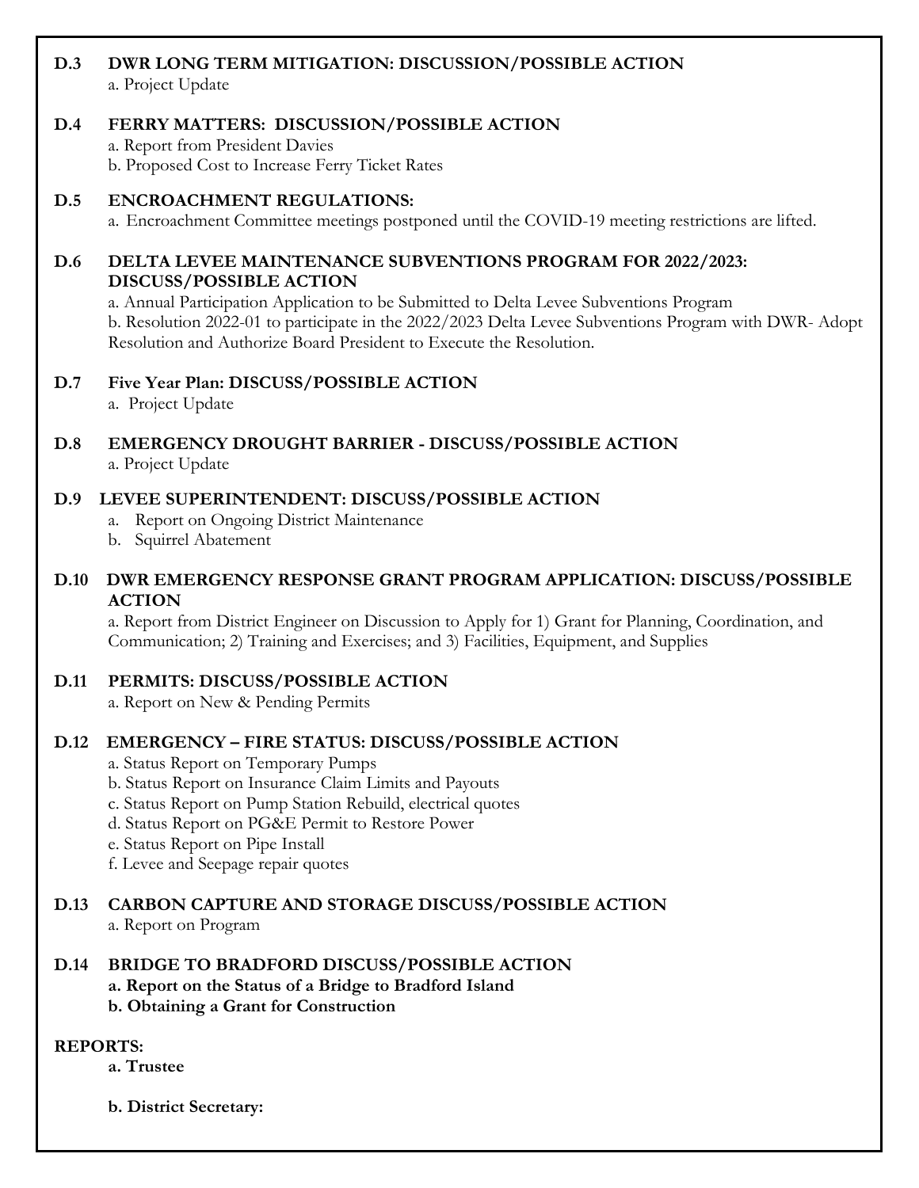**D.3 DWR LONG TERM MITIGATION: DISCUSSION/POSSIBLE ACTION**

a. Project Update

**D.4 FERRY MATTERS: DISCUSSION/POSSIBLE ACTION**

a. Report from President Davies
b. Proposed Cost to Increase Ferry Ticket Rates

**D.5 ENCROACHMENT REGULATIONS:**

a. Encroachment Committee meetings postponed until the COVID-19 meeting restrictions are lifted.

**D.6 DELTA LEVEE MAINTENANCE SUBVENTIONS PROGRAM FOR 2022/2023: DISCUSS/POSSIBLE ACTION**

a. Annual Participation Application to be Submitted to Delta Levee Subventions Program
b. Resolution 2022-01 to participate in the 2022/2023 Delta Levee Subventions Program with DWR- Adopt Resolution and Authorize Board President to Execute the Resolution.

**D.7 Five Year Plan: DISCUSS/POSSIBLE ACTION**

a. Project Update

**D.8 EMERGENCY DROUGHT BARRIER - DISCUSS/POSSIBLE ACTION**

a. Project Update

**D.9 LEVEE SUPERINTENDENT: DISCUSS/POSSIBLE ACTION**

a. Report on Ongoing District Maintenance
b. Squirrel Abatement

**D.10 DWR EMERGENCY RESPONSE GRANT PROGRAM APPLICATION: DISCUSS/POSSIBLE ACTION**

a. Report from District Engineer on Discussion to Apply for 1) Grant for Planning, Coordination, and Communication; 2) Training and Exercises; and 3) Facilities, Equipment, and Supplies

**D.11 PERMITS: DISCUSS/POSSIBLE ACTION**

a. Report on New & Pending Permits

**D.12 EMERGENCY – FIRE STATUS: DISCUSS/POSSIBLE ACTION**

a. Status Report on Temporary Pumps
b. Status Report on Insurance Claim Limits and Payouts
c. Status Report on Pump Station Rebuild, electrical quotes
d. Status Report on PG&E Permit to Restore Power
e. Status Report on Pipe Install
f. Levee and Seepage repair quotes

**D.13 CARBON CAPTURE AND STORAGE DISCUSS/POSSIBLE ACTION**

a. Report on Program

**D.14 BRIDGE TO BRADFORD DISCUSS/POSSIBLE ACTION**

**a. Report on the Status of a Bridge to Bradford Island**
**b. Obtaining a Grant for Construction**

**REPORTS:**

**a. Trustee**

**b. District Secretary:**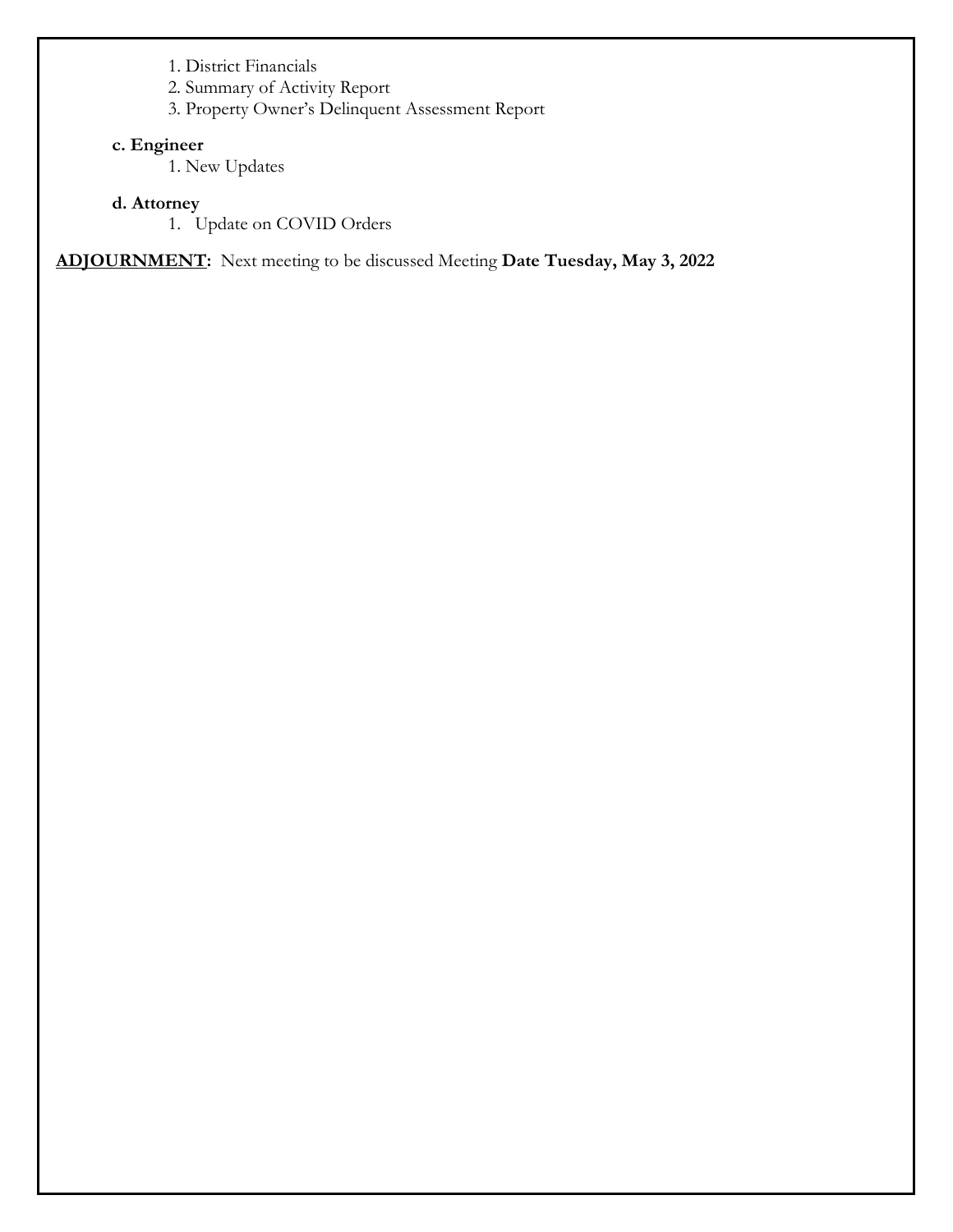1. District Financials
2. Summary of Activity Report
3. Property Owner's Delinquent Assessment Report

**c. Engineer**

1. New Updates

**d. Attorney**

1. Update on COVID Orders

**ADJOURNMENT:** Next meeting to be discussed Meeting **Date Tuesday, May 3, 2022**